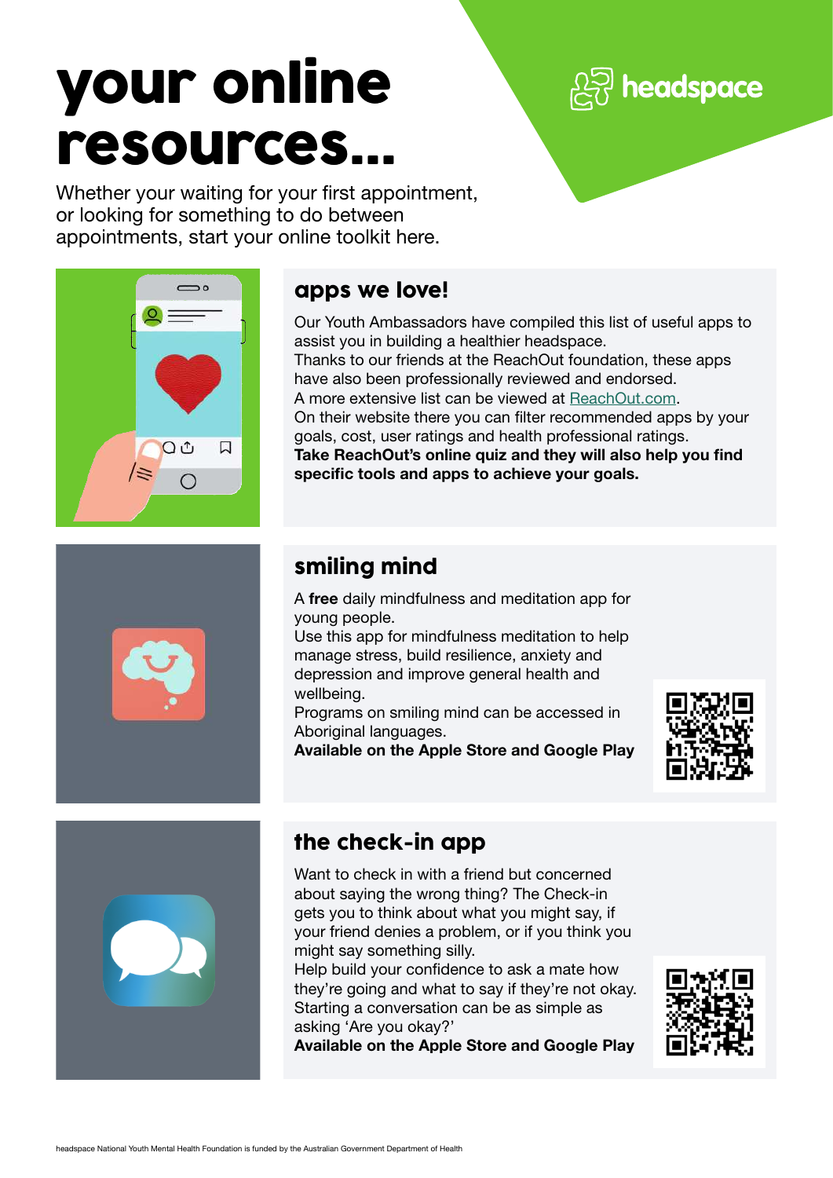# your online resources...

headspace

Whether your waiting for your first appointment, or looking for something to do between appointments, start your online toolkit here.

## apps we love!

Our Youth Ambassadors have compiled this list of useful apps to assist you in building a healthier headspace.
Thanks to our friends at the ReachOut foundation, these apps have also been professionally reviewed and endorsed.
A more extensive list can be viewed at ReachOut.com.
On their website there you can filter recommended apps by your goals, cost, user ratings and health professional ratings.
**Take ReachOut's online quiz and they will also help you find specific tools and apps to achieve your goals.**

## smiling mind

A **free** daily mindfulness and meditation app for young people.
Use this app for mindfulness meditation to help manage stress, build resilience, anxiety and depression and improve general health and wellbeing.
Programs on smiling mind can be accessed in Aboriginal languages.
**Available on the Apple Store and Google Play**

## the check-in app

Want to check in with a friend but concerned about saying the wrong thing? The Check-in gets you to think about what you might say, if your friend denies a problem, or if you think you might say something silly.
Help build your confidence to ask a mate how they're going and what to say if they're not okay. Starting a conversation can be as simple as asking 'Are you okay?'
**Available on the Apple Store and Google Play**

headspace National Youth Mental Health Foundation is funded by the Australian Government Department of Health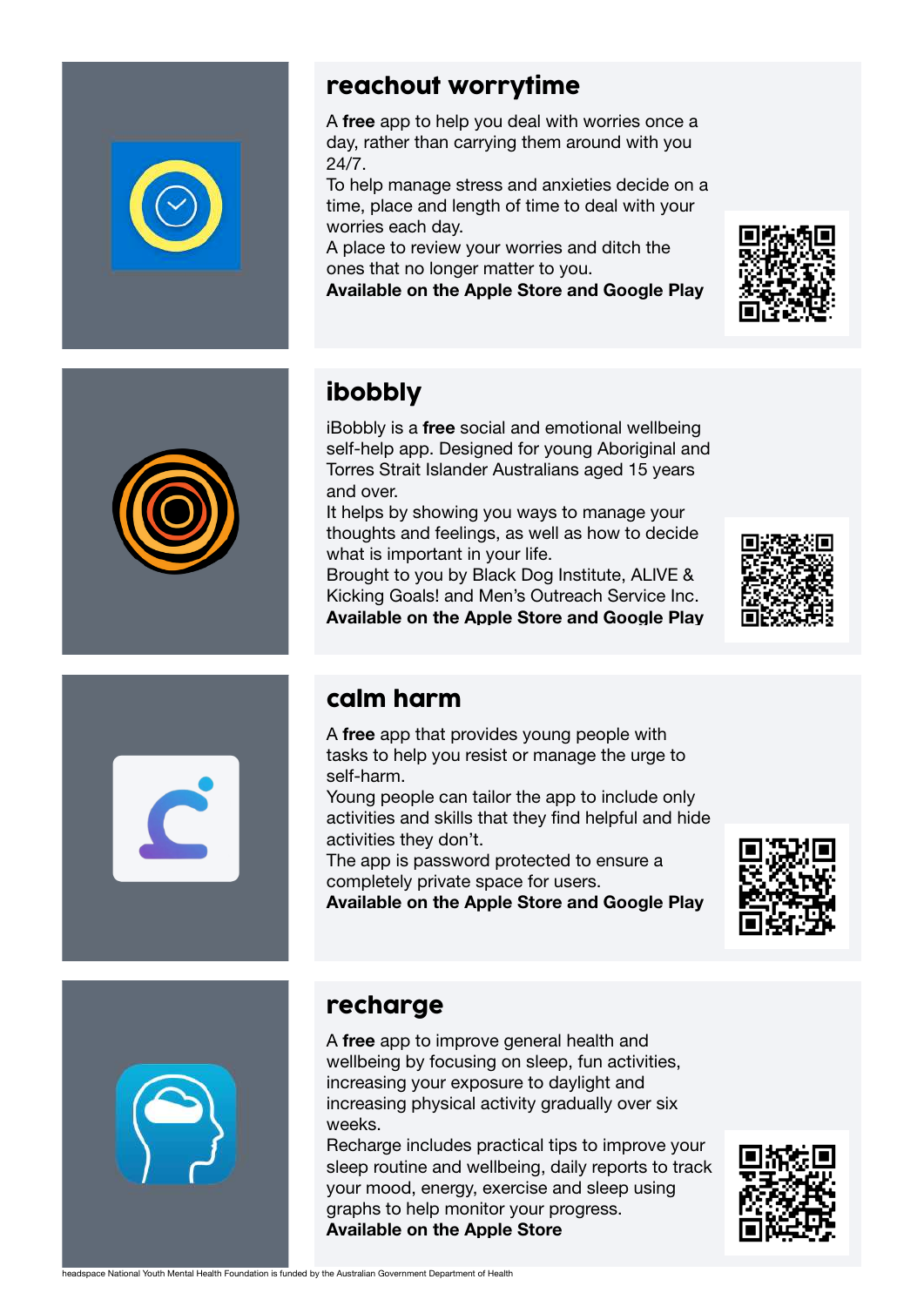## reachout worrytime

A **free** app to help you deal with worries once a day, rather than carrying them around with you 24/7.

To help manage stress and anxieties decide on a time, place and length of time to deal with your worries each day.

A place to review your worries and ditch the ones that no longer matter to you.

**Available on the Apple Store and Google Play**

## ibobbly

iBobbly is a **free** social and emotional wellbeing self-help app. Designed for young Aboriginal and Torres Strait Islander Australians aged 15 years and over.

It helps by showing you ways to manage your thoughts and feelings, as well as how to decide what is important in your life.

Brought to you by Black Dog Institute, ALIVE & Kicking Goals! and Men's Outreach Service Inc.

**Available on the Apple Store and Google Play**

## calm harm

A **free** app that provides young people with tasks to help you resist or manage the urge to self-harm.

Young people can tailor the app to include only activities and skills that they find helpful and hide activities they don't.

The app is password protected to ensure a completely private space for users.

**Available on the Apple Store and Google Play**

## recharge

A **free** app to improve general health and wellbeing by focusing on sleep, fun activities, increasing your exposure to daylight and increasing physical activity gradually over six weeks.

Recharge includes practical tips to improve your sleep routine and wellbeing, daily reports to track your mood, energy, exercise and sleep using graphs to help monitor your progress.

**Available on the Apple Store**

headspace National Youth Mental Health Foundation is funded by the Australian Government Department of Health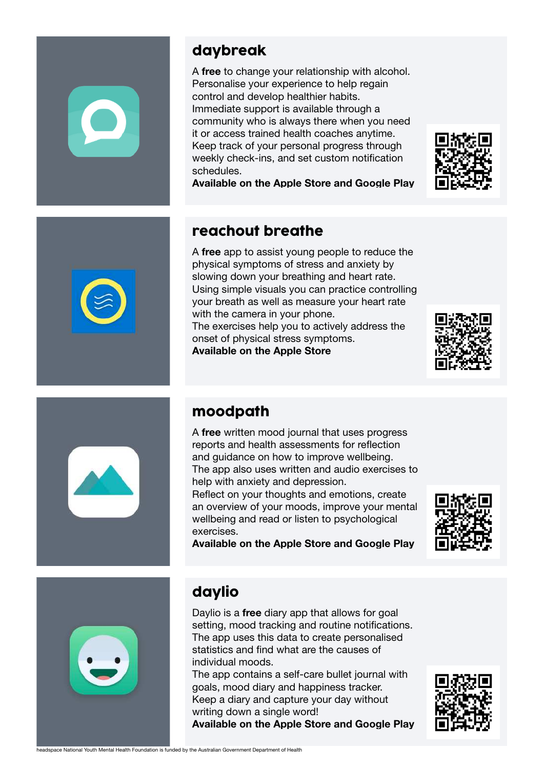## daybreak

A **free** to change your relationship with alcohol. Personalise your experience to help regain control and develop healthier habits. Immediate support is available through a community who is always there when you need it or access trained health coaches anytime. Keep track of your personal progress through weekly check-ins, and set custom notification schedules.

**Available on the Apple Store and Google Play**

## reachout breathe

A **free** app to assist young people to reduce the physical symptoms of stress and anxiety by slowing down your breathing and heart rate. Using simple visuals you can practice controlling your breath as well as measure your heart rate with the camera in your phone.

The exercises help you to actively address the onset of physical stress symptoms.

**Available on the Apple Store**

## moodpath

A **free** written mood journal that uses progress reports and health assessments for reflection and guidance on how to improve wellbeing.

The app also uses written and audio exercises to help with anxiety and depression.

Reflect on your thoughts and emotions, create an overview of your moods, improve your mental wellbeing and read or listen to psychological exercises.

**Available on the Apple Store and Google Play**

## daylio

Daylio is a **free** diary app that allows for goal setting, mood tracking and routine notifications. The app uses this data to create personalised statistics and find what are the causes of individual moods.

The app contains a self-care bullet journal with goals, mood diary and happiness tracker.

Keep a diary and capture your day without writing down a single word!

**Available on the Apple Store and Google Play**

headspace National Youth Mental Health Foundation is funded by the Australian Government Department of Health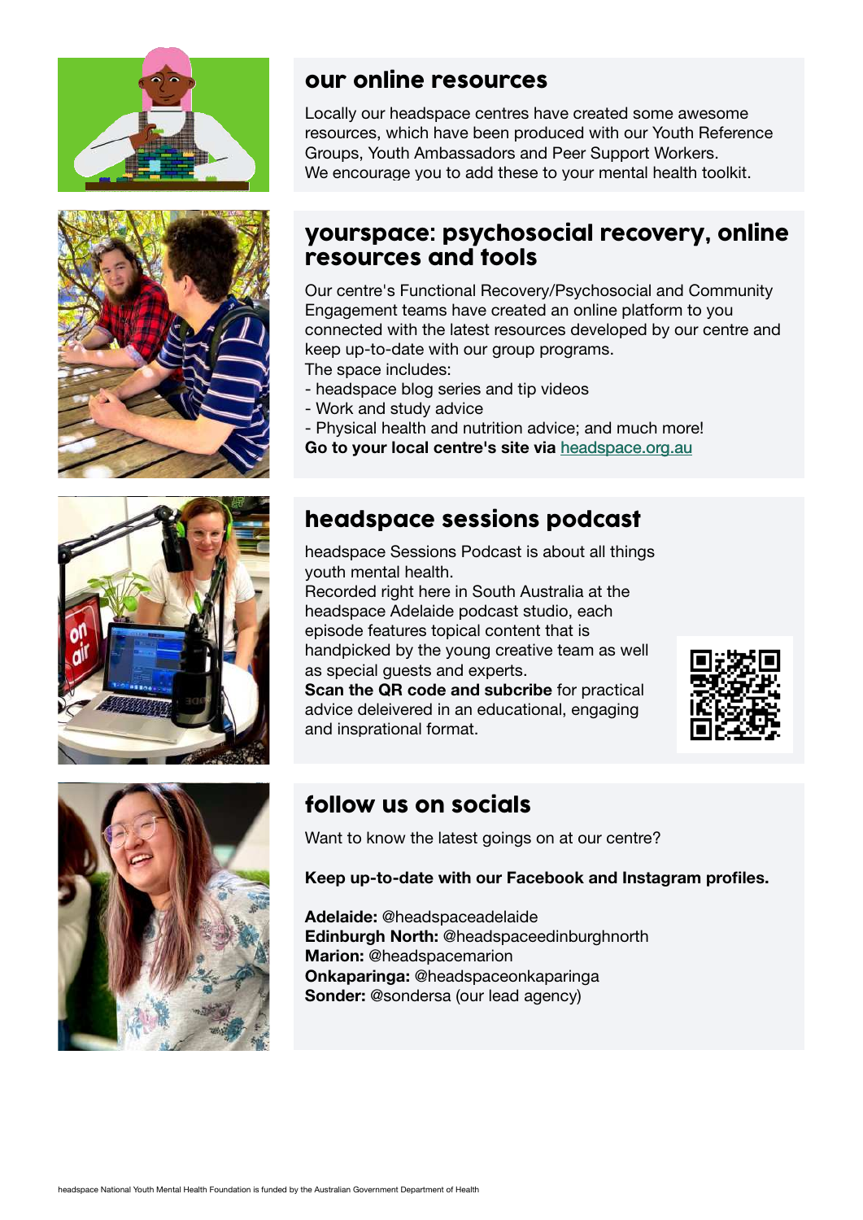## our online resources

Locally our headspace centres have created some awesome resources, which have been produced with our Youth Reference Groups, Youth Ambassadors and Peer Support Workers.
We encourage you to add these to your mental health toolkit.

## yourspace: psychosocial recovery, online resources and tools

Our centre's Functional Recovery/Psychosocial and Community Engagement teams have created an online platform to you connected with the latest resources developed by our centre and keep up-to-date with our group programs.
The space includes:

- headspace blog series and tip videos
- Work and study advice
- Physical health and nutrition advice; and much more!

**Go to your local centre's site via** headspace.org.au

## headspace sessions podcast

headspace Sessions Podcast is about all things youth mental health.
Recorded right here in South Australia at the headspace Adelaide podcast studio, each episode features topical content that is handpicked by the young creative team as well as special guests and experts.
**Scan the QR code and subcribe** for practical advice deleivered in an educational, engaging and inspirational format.

## follow us on socials

Want to know the latest goings on at our centre?

**Keep up-to-date with our Facebook and Instagram profiles.**

**Adelaide:** @headspaceadelaide
**Edinburgh North:** @headspaceedinburghnorth
**Marion:** @headspacemarion
**Onkaparinga:** @headspaceonkaparinga
**Sonder:** @sondersa (our lead agency)

headspace National Youth Mental Health Foundation is funded by the Australian Government Department of Health